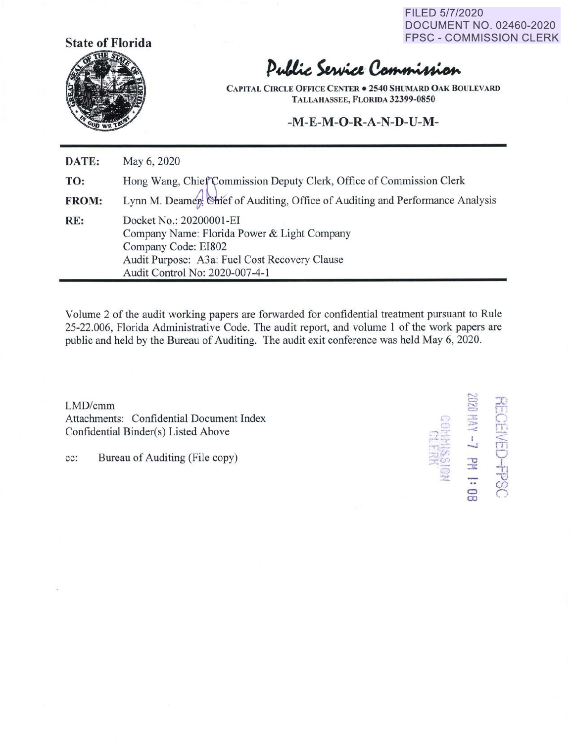FILED 5/7/2020
DOCUMENT NO. 02460-2020
FPSC - COMMISSION CLERK

**State of Florida**

# Public Service Commission

CAPITAL CIRCLE OFFICE CENTER • 2540 SHUMARD OAK BOULEVARD
TALLAHASSEE, FLORIDA 32399-0850

**-M-E-M-O-R-A-N-D-U-M-**

| | |
|---|---|
| **DATE:** | May 6, 2020 |
| **TO:** | Hong Wang, Chief Commission Deputy Clerk, Office of Commission Clerk |
| **FROM:** | Lynn M. Deamer, Chief of Auditing, Office of Auditing and Performance Analysis |
| **RE:** | Docket No.: 20200001-EI<br>Company Name: Florida Power & Light Company<br>Company Code: EI802<br>Audit Purpose: A3a: Fuel Cost Recovery Clause<br>Audit Control No: 2020-007-4-1 |

Volume 2 of the audit working papers are forwarded for confidential treatment pursuant to Rule 25-22.006, Florida Administrative Code. The audit report, and volume 1 of the work papers are public and held by the Bureau of Auditing. The audit exit conference was held May 6, 2020.

LMD/cmm
Attachments: Confidential Document Index
Confidential Binder(s) Listed Above

cc: Bureau of Auditing (File copy)

RECEIVED-FPSC
2020 MAY -7 PM 1:08
COMMISSION CLERK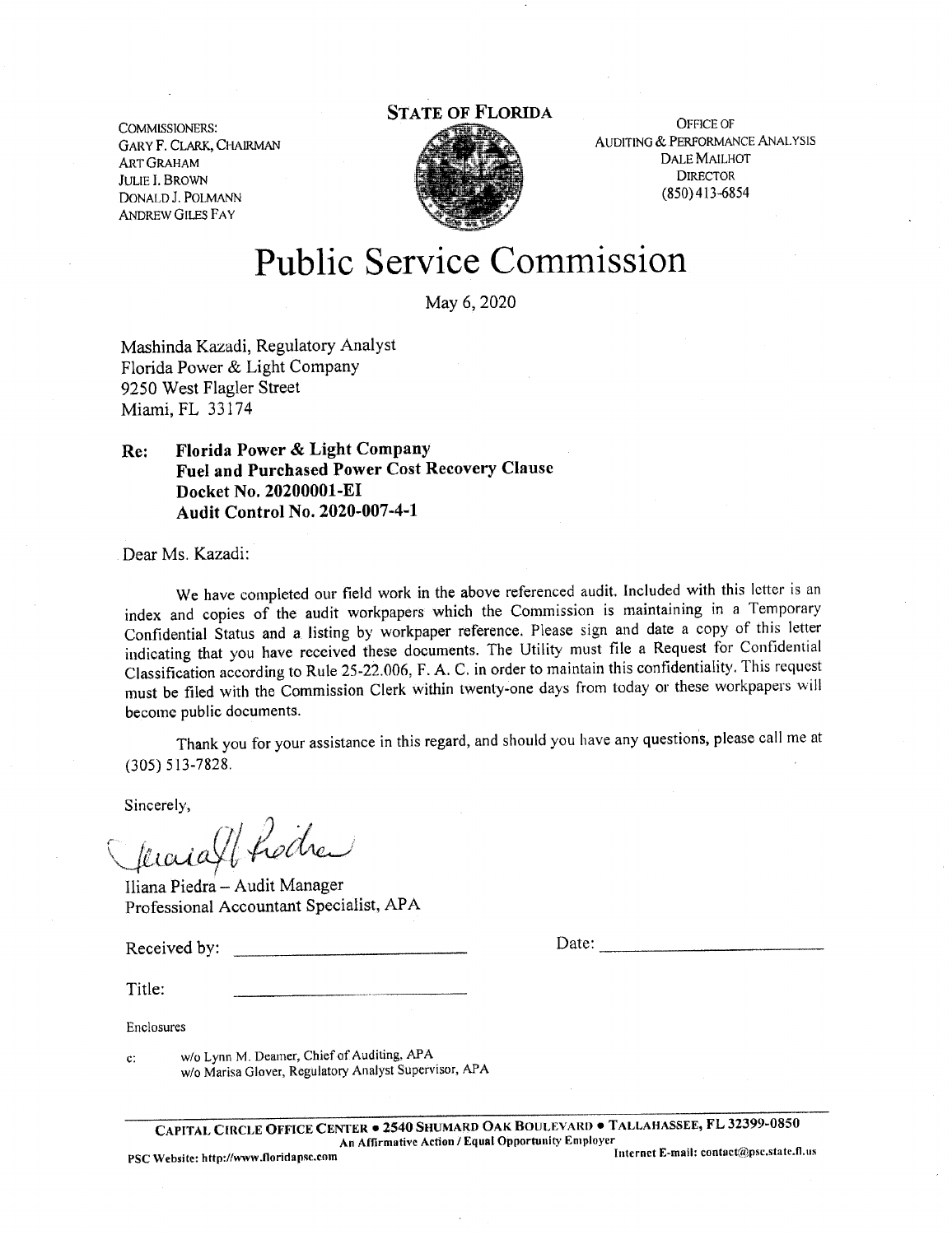COMMISSIONERS:
GARY F. CLARK, CHAIRMAN
ART GRAHAM
JULIE I. BROWN
DONALD J. POLMANN
ANDREW GILES FAY

**STATE OF FLORIDA**

OFFICE OF
AUDITING & PERFORMANCE ANALYSIS
DALE MAILHOT
DIRECTOR
(850)413-6854

# Public Service Commission

May 6, 2020

Mashinda Kazadi, Regulatory Analyst
Florida Power & Light Company
9250 West Flagler Street
Miami, FL 33174

**Re: Florida Power & Light Company**
**Fuel and Purchased Power Cost Recovery Clause**
**Docket No. 20200001-EI**
**Audit Control No. 2020-007-4-1**

Dear Ms. Kazadi:

We have completed our field work in the above referenced audit. Included with this letter is an index and copies of the audit workpapers which the Commission is maintaining in a Temporary Confidential Status and a listing by workpaper reference. Please sign and date a copy of this letter indicating that you have received these documents. The Utility must file a Request for Confidential Classification according to Rule 25-22.006, F. A. C. in order to maintain this confidentiality. This request must be filed with the Commission Clerk within twenty-one days from today or these workpapers will become public documents.

Thank you for your assistance in this regard, and should you have any questions, please call me at (305) 513-7828.

Sincerely,

Iliana Piedra – Audit Manager
Professional Accountant Specialist, APA

Received by: ______________________ Date: ______________________

Title: ______________________

Enclosures

c: w/o Lynn M. Deamer, Chief of Auditing, APA
w/o Marisa Glover, Regulatory Analyst Supervisor, APA

CAPITAL CIRCLE OFFICE CENTER • 2540 SHUMARD OAK BOULEVARD • TALLAHASSEE, FL 32399-0850
An Affirmative Action / Equal Opportunity Employer
PSC Website: http://www.floridapsc.com Internet E-mail: contact@psc.state.fl.us